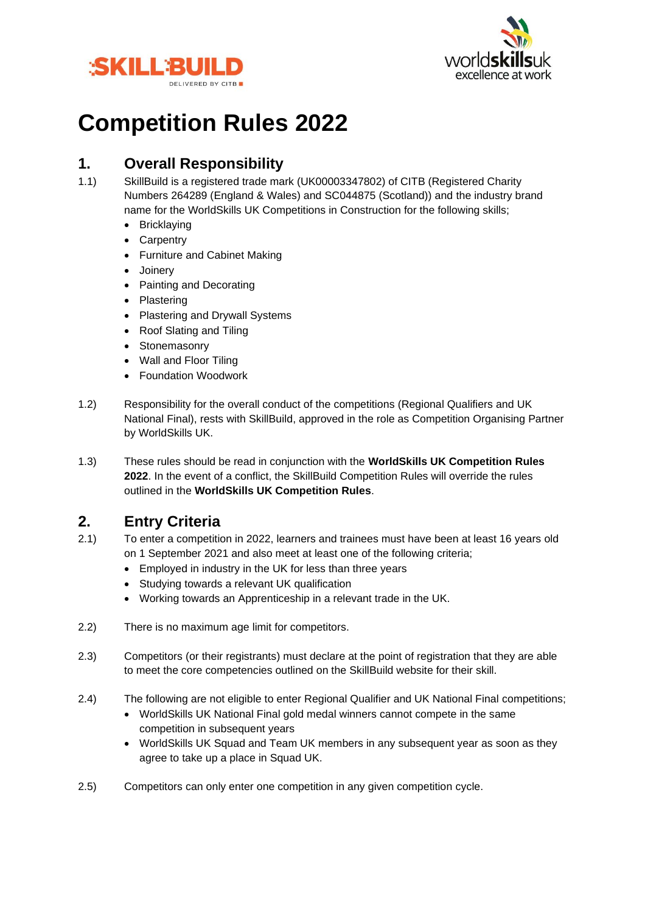# Competition Rules 2022

## 1. Overall Responsibility

1.1) SkillBuild is a registered trade mark (UK00003347802) of CITB (Registered Charity Numbers 264289 (England & Wales) and SC044875 (Scotland)) and the industry brand name for the WorldSkills UK Competitions in Construction for the following skills;

- Bricklaying
- Carpentry
- Furniture and Cabinet Making
- Joinery
- Painting and Decorating
- Plastering
- Plastering and Drywall Systems
- Roof Slating and Tiling
- Stonemasonry
- Wall and Floor Tiling
- Foundation Woodwork

1.2) Responsibility for the overall conduct of the competitions (Regional Qualifiers and UK National Final), rests with SkillBuild, approved in the role as Competition Organising Partner by WorldSkills UK.

1.3) These rules should be read in conjunction with the **WorldSkills UK Competition Rules 2022**. In the event of a conflict, the SkillBuild Competition Rules will override the rules outlined in the **WorldSkills UK Competition Rules**.

## 2. Entry Criteria

2.1) To enter a competition in 2022, learners and trainees must have been at least 16 years old on 1 September 2021 and also meet at least one of the following criteria;

- Employed in industry in the UK for less than three years
- Studying towards a relevant UK qualification
- Working towards an Apprenticeship in a relevant trade in the UK.

2.2) There is no maximum age limit for competitors.

2.3) Competitors (or their registrants) must declare at the point of registration that they are able to meet the core competencies outlined on the SkillBuild website for their skill.

2.4) The following are not eligible to enter Regional Qualifier and UK National Final competitions;

- WorldSkills UK National Final gold medal winners cannot compete in the same competition in subsequent years
- WorldSkills UK Squad and Team UK members in any subsequent year as soon as they agree to take up a place in Squad UK.

2.5) Competitors can only enter one competition in any given competition cycle.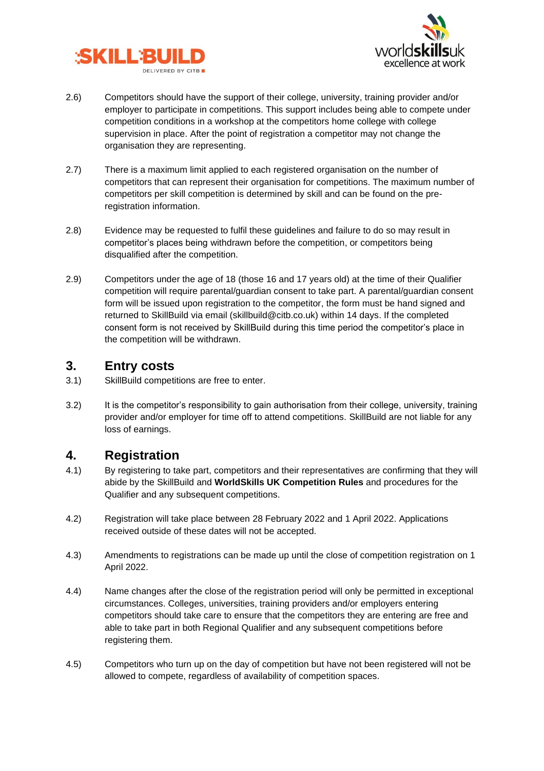2.6) Competitors should have the support of their college, university, training provider and/or employer to participate in competitions. This support includes being able to compete under competition conditions in a workshop at the competitors home college with college supervision in place. After the point of registration a competitor may not change the organisation they are representing.

2.7) There is a maximum limit applied to each registered organisation on the number of competitors that can represent their organisation for competitions. The maximum number of competitors per skill competition is determined by skill and can be found on the pre-registration information.

2.8) Evidence may be requested to fulfil these guidelines and failure to do so may result in competitor's places being withdrawn before the competition, or competitors being disqualified after the competition.

2.9) Competitors under the age of 18 (those 16 and 17 years old) at the time of their Qualifier competition will require parental/guardian consent to take part. A parental/guardian consent form will be issued upon registration to the competitor, the form must be hand signed and returned to SkillBuild via email (skillbuild@citb.co.uk) within 14 days. If the completed consent form is not received by SkillBuild during this time period the competitor's place in the competition will be withdrawn.

## 3. Entry costs

3.1) SkillBuild competitions are free to enter.

3.2) It is the competitor's responsibility to gain authorisation from their college, university, training provider and/or employer for time off to attend competitions. SkillBuild are not liable for any loss of earnings.

## 4. Registration

4.1) By registering to take part, competitors and their representatives are confirming that they will abide by the SkillBuild and **WorldSkills UK Competition Rules** and procedures for the Qualifier and any subsequent competitions.

4.2) Registration will take place between 28 February 2022 and 1 April 2022. Applications received outside of these dates will not be accepted.

4.3) Amendments to registrations can be made up until the close of competition registration on 1 April 2022.

4.4) Name changes after the close of the registration period will only be permitted in exceptional circumstances. Colleges, universities, training providers and/or employers entering competitors should take care to ensure that the competitors they are entering are free and able to take part in both Regional Qualifier and any subsequent competitions before registering them.

4.5) Competitors who turn up on the day of competition but have not been registered will not be allowed to compete, regardless of availability of competition spaces.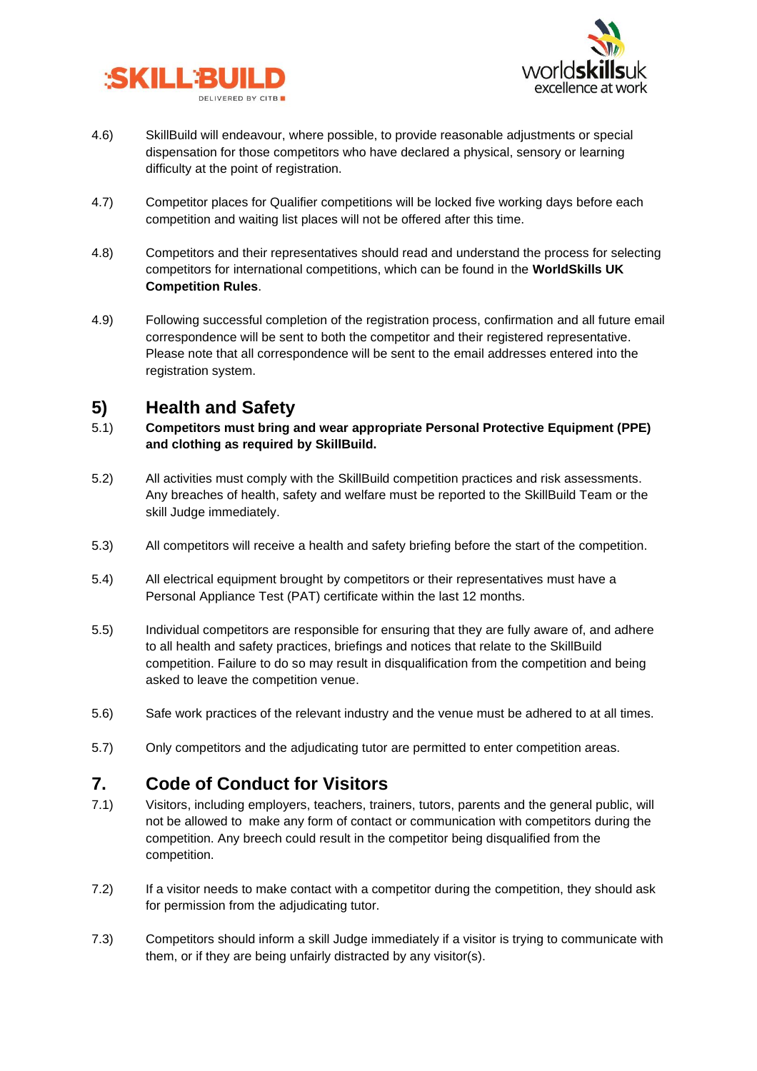4.6) SkillBuild will endeavour, where possible, to provide reasonable adjustments or special dispensation for those competitors who have declared a physical, sensory or learning difficulty at the point of registration.

4.7) Competitor places for Qualifier competitions will be locked five working days before each competition and waiting list places will not be offered after this time.

4.8) Competitors and their representatives should read and understand the process for selecting competitors for international competitions, which can be found in the **WorldSkills UK Competition Rules**.

4.9) Following successful completion of the registration process, confirmation and all future email correspondence will be sent to both the competitor and their registered representative. Please note that all correspondence will be sent to the email addresses entered into the registration system.

## 5) Health and Safety

5.1) **Competitors must bring and wear appropriate Personal Protective Equipment (PPE) and clothing as required by SkillBuild.**

5.2) All activities must comply with the SkillBuild competition practices and risk assessments. Any breaches of health, safety and welfare must be reported to the SkillBuild Team or the skill Judge immediately.

5.3) All competitors will receive a health and safety briefing before the start of the competition.

5.4) All electrical equipment brought by competitors or their representatives must have a Personal Appliance Test (PAT) certificate within the last 12 months.

5.5) Individual competitors are responsible for ensuring that they are fully aware of, and adhere to all health and safety practices, briefings and notices that relate to the SkillBuild competition. Failure to do so may result in disqualification from the competition and being asked to leave the competition venue.

5.6) Safe work practices of the relevant industry and the venue must be adhered to at all times.

5.7) Only competitors and the adjudicating tutor are permitted to enter competition areas.

## 7. Code of Conduct for Visitors

7.1) Visitors, including employers, teachers, trainers, tutors, parents and the general public, will not be allowed to make any form of contact or communication with competitors during the competition. Any breech could result in the competitor being disqualified from the competition.

7.2) If a visitor needs to make contact with a competitor during the competition, they should ask for permission from the adjudicating tutor.

7.3) Competitors should inform a skill Judge immediately if a visitor is trying to communicate with them, or if they are being unfairly distracted by any visitor(s).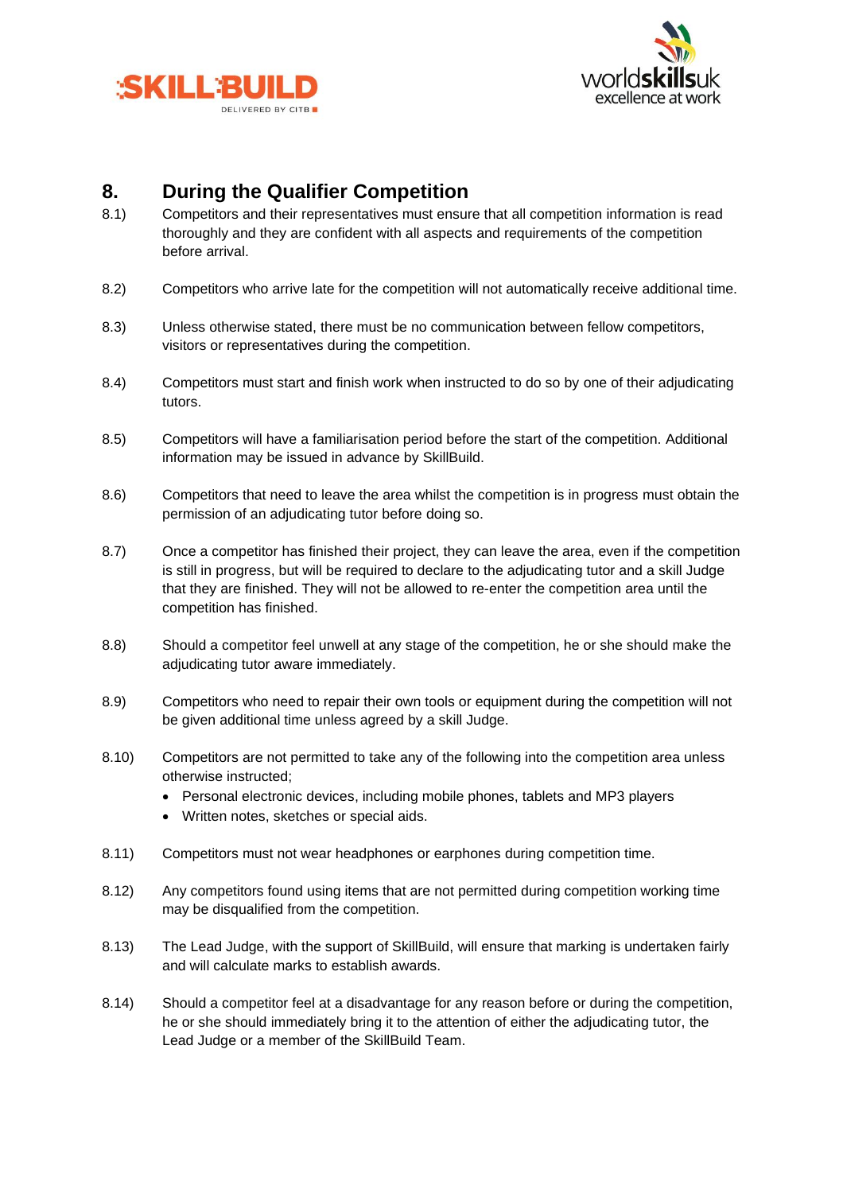## 8. During the Qualifier Competition

8.1) Competitors and their representatives must ensure that all competition information is read thoroughly and they are confident with all aspects and requirements of the competition before arrival.

8.2) Competitors who arrive late for the competition will not automatically receive additional time.

8.3) Unless otherwise stated, there must be no communication between fellow competitors, visitors or representatives during the competition.

8.4) Competitors must start and finish work when instructed to do so by one of their adjudicating tutors.

8.5) Competitors will have a familiarisation period before the start of the competition. Additional information may be issued in advance by SkillBuild.

8.6) Competitors that need to leave the area whilst the competition is in progress must obtain the permission of an adjudicating tutor before doing so.

8.7) Once a competitor has finished their project, they can leave the area, even if the competition is still in progress, but will be required to declare to the adjudicating tutor and a skill Judge that they are finished. They will not be allowed to re-enter the competition area until the competition has finished.

8.8) Should a competitor feel unwell at any stage of the competition, he or she should make the adjudicating tutor aware immediately.

8.9) Competitors who need to repair their own tools or equipment during the competition will not be given additional time unless agreed by a skill Judge.

8.10) Competitors are not permitted to take any of the following into the competition area unless otherwise instructed;

- Personal electronic devices, including mobile phones, tablets and MP3 players
- Written notes, sketches or special aids.

8.11) Competitors must not wear headphones or earphones during competition time.

8.12) Any competitors found using items that are not permitted during competition working time may be disqualified from the competition.

8.13) The Lead Judge, with the support of SkillBuild, will ensure that marking is undertaken fairly and will calculate marks to establish awards.

8.14) Should a competitor feel at a disadvantage for any reason before or during the competition, he or she should immediately bring it to the attention of either the adjudicating tutor, the Lead Judge or a member of the SkillBuild Team.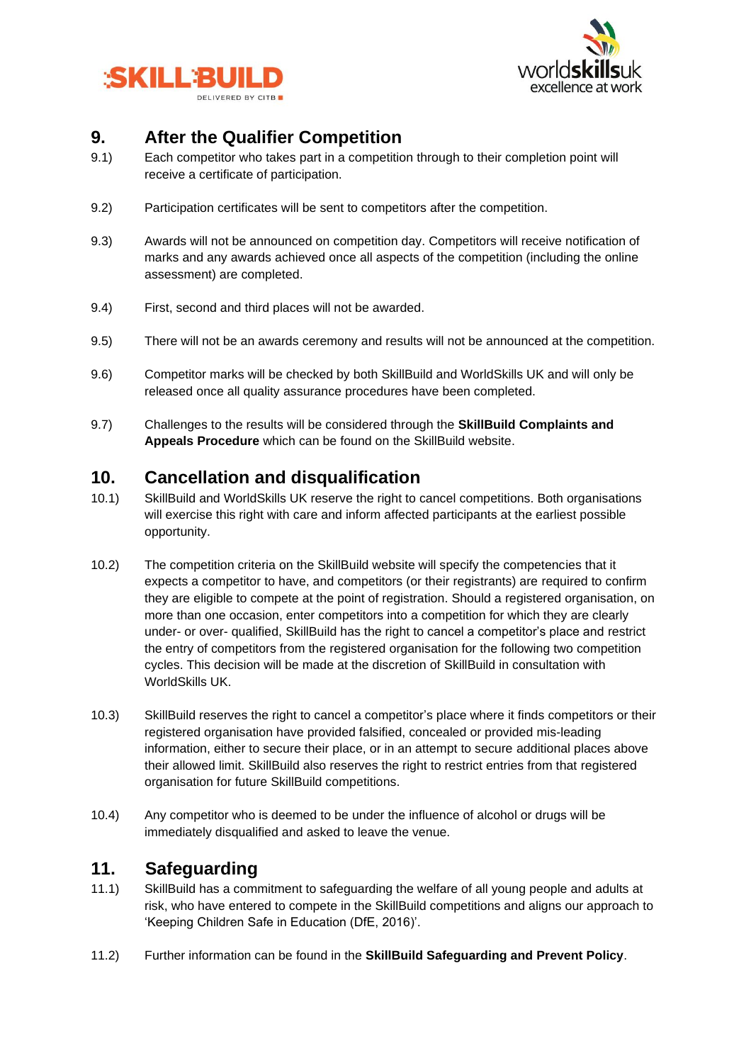## 9. After the Qualifier Competition

9.1) Each competitor who takes part in a competition through to their completion point will receive a certificate of participation.

9.2) Participation certificates will be sent to competitors after the competition.

9.3) Awards will not be announced on competition day. Competitors will receive notification of marks and any awards achieved once all aspects of the competition (including the online assessment) are completed.

9.4) First, second and third places will not be awarded.

9.5) There will not be an awards ceremony and results will not be announced at the competition.

9.6) Competitor marks will be checked by both SkillBuild and WorldSkills UK and will only be released once all quality assurance procedures have been completed.

9.7) Challenges to the results will be considered through the **SkillBuild Complaints and Appeals Procedure** which can be found on the SkillBuild website.

## 10. Cancellation and disqualification

10.1) SkillBuild and WorldSkills UK reserve the right to cancel competitions. Both organisations will exercise this right with care and inform affected participants at the earliest possible opportunity.

10.2) The competition criteria on the SkillBuild website will specify the competencies that it expects a competitor to have, and competitors (or their registrants) are required to confirm they are eligible to compete at the point of registration. Should a registered organisation, on more than one occasion, enter competitors into a competition for which they are clearly under- or over- qualified, SkillBuild has the right to cancel a competitor's place and restrict the entry of competitors from the registered organisation for the following two competition cycles. This decision will be made at the discretion of SkillBuild in consultation with WorldSkills UK.

10.3) SkillBuild reserves the right to cancel a competitor's place where it finds competitors or their registered organisation have provided falsified, concealed or provided mis-leading information, either to secure their place, or in an attempt to secure additional places above their allowed limit. SkillBuild also reserves the right to restrict entries from that registered organisation for future SkillBuild competitions.

10.4) Any competitor who is deemed to be under the influence of alcohol or drugs will be immediately disqualified and asked to leave the venue.

## 11. Safeguarding

11.1) SkillBuild has a commitment to safeguarding the welfare of all young people and adults at risk, who have entered to compete in the SkillBuild competitions and aligns our approach to 'Keeping Children Safe in Education (DfE, 2016)'.

11.2) Further information can be found in the **SkillBuild Safeguarding and Prevent Policy**.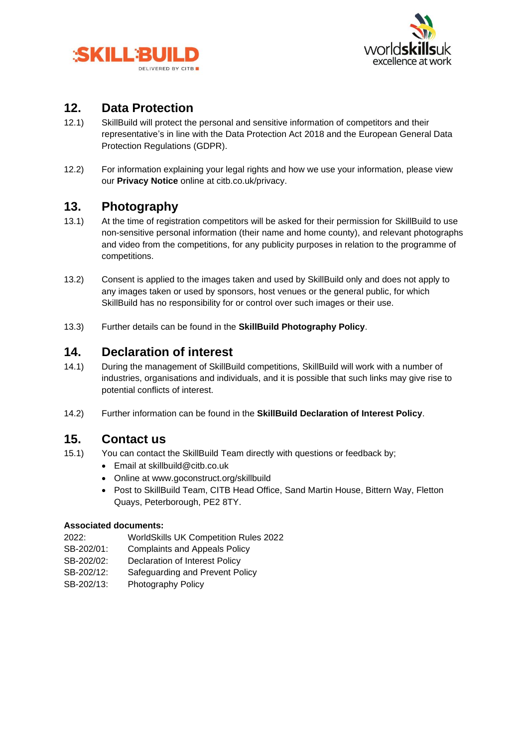## 12. Data Protection

12.1) SkillBuild will protect the personal and sensitive information of competitors and their representative's in line with the Data Protection Act 2018 and the European General Data Protection Regulations (GDPR).

12.2) For information explaining your legal rights and how we use your information, please view our **Privacy Notice** online at citb.co.uk/privacy.

## 13. Photography

13.1) At the time of registration competitors will be asked for their permission for SkillBuild to use non-sensitive personal information (their name and home county), and relevant photographs and video from the competitions, for any publicity purposes in relation to the programme of competitions.

13.2) Consent is applied to the images taken and used by SkillBuild only and does not apply to any images taken or used by sponsors, host venues or the general public, for which SkillBuild has no responsibility for or control over such images or their use.

13.3) Further details can be found in the **SkillBuild Photography Policy**.

## 14. Declaration of interest

14.1) During the management of SkillBuild competitions, SkillBuild will work with a number of industries, organisations and individuals, and it is possible that such links may give rise to potential conflicts of interest.

14.2) Further information can be found in the **SkillBuild Declaration of Interest Policy**.

## 15. Contact us

15.1) You can contact the SkillBuild Team directly with questions or feedback by;

- Email at skillbuild@citb.co.uk
- Online at www.goconstruct.org/skillbuild
- Post to SkillBuild Team, CITB Head Office, Sand Martin House, Bittern Way, Fletton Quays, Peterborough, PE2 8TY.

**Associated documents:**

| | |
|---|---|
| 2022: | WorldSkills UK Competition Rules 2022 |
| SB-202/01: | Complaints and Appeals Policy |
| SB-202/02: | Declaration of Interest Policy |
| SB-202/12: | Safeguarding and Prevent Policy |
| SB-202/13: | Photography Policy |